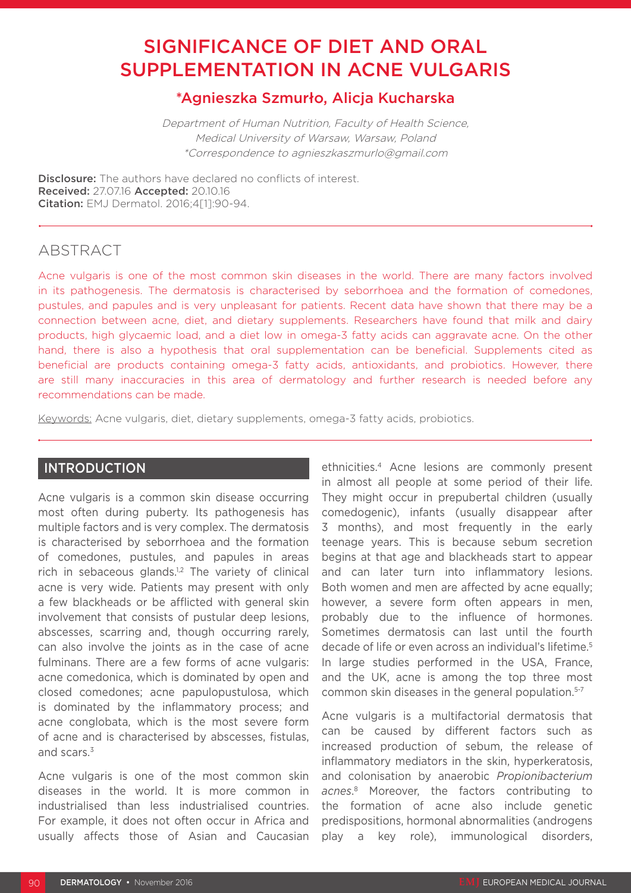# SIGNIFICANCE OF DIET AND ORAL SUPPLEMENTATION IN ACNE VULGARIS

## *Agnieszka Szmurło, Alicja Kucharska

*Department of Human Nutrition, Faculty of Health Science, Medical University of Warsaw, Warsaw, Poland*
*\*Correspondence to agnieszkaszmurlo@gmail.com*

**Disclosure:** The authors have declared no conflicts of interest.
**Received:** 27.07.16 **Accepted:** 20.10.16
**Citation:** EMJ Dermatol. 2016;4[1]:90-94.

## ABSTRACT

Acne vulgaris is one of the most common skin diseases in the world. There are many factors involved in its pathogenesis. The dermatosis is characterised by seborrhoea and the formation of comedones, pustules, and papules and is very unpleasant for patients. Recent data have shown that there may be a connection between acne, diet, and dietary supplements. Researchers have found that milk and dairy products, high glycaemic load, and a diet low in omega-3 fatty acids can aggravate acne. On the other hand, there is also a hypothesis that oral supplementation can be beneficial. Supplements cited as beneficial are products containing omega-3 fatty acids, antioxidants, and probiotics. However, there are still many inaccuracies in this area of dermatology and further research is needed before any recommendations can be made.

Keywords: Acne vulgaris, diet, dietary supplements, omega-3 fatty acids, probiotics.

## INTRODUCTION

Acne vulgaris is a common skin disease occurring most often during puberty. Its pathogenesis has multiple factors and is very complex. The dermatosis is characterised by seborrhoea and the formation of comedones, pustules, and papules in areas rich in sebaceous glands.[1,2] The variety of clinical acne is very wide. Patients may present with only a few blackheads or be afflicted with general skin involvement that consists of pustular deep lesions, abscesses, scarring and, though occurring rarely, can also involve the joints as in the case of acne fulminans. There are a few forms of acne vulgaris: acne comedonica, which is dominated by open and closed comedones; acne papulopustulosa, which is dominated by the inflammatory process; and acne conglobata, which is the most severe form of acne and is characterised by abscesses, fistulas, and scars.[3]

Acne vulgaris is one of the most common skin diseases in the world. It is more common in industrialised than less industrialised countries. For example, it does not often occur in Africa and usually affects those of Asian and Caucasian ethnicities.[4] Acne lesions are commonly present in almost all people at some period of their life. They might occur in prepubertal children (usually comedogenic), infants (usually disappear after 3 months), and most frequently in the early teenage years. This is because sebum secretion begins at that age and blackheads start to appear and can later turn into inflammatory lesions. Both women and men are affected by acne equally; however, a severe form often appears in men, probably due to the influence of hormones. Sometimes dermatosis can last until the fourth decade of life or even across an individual's lifetime.[5] In large studies performed in the USA, France, and the UK, acne is among the top three most common skin diseases in the general population.[5-7]

Acne vulgaris is a multifactorial dermatosis that can be caused by different factors such as increased production of sebum, the release of inflammatory mediators in the skin, hyperkeratosis, and colonisation by anaerobic *Propionibacterium acnes*.[8] Moreover, the factors contributing to the formation of acne also include genetic predispositions, hormonal abnormalities (androgens play a key role), immunological disorders,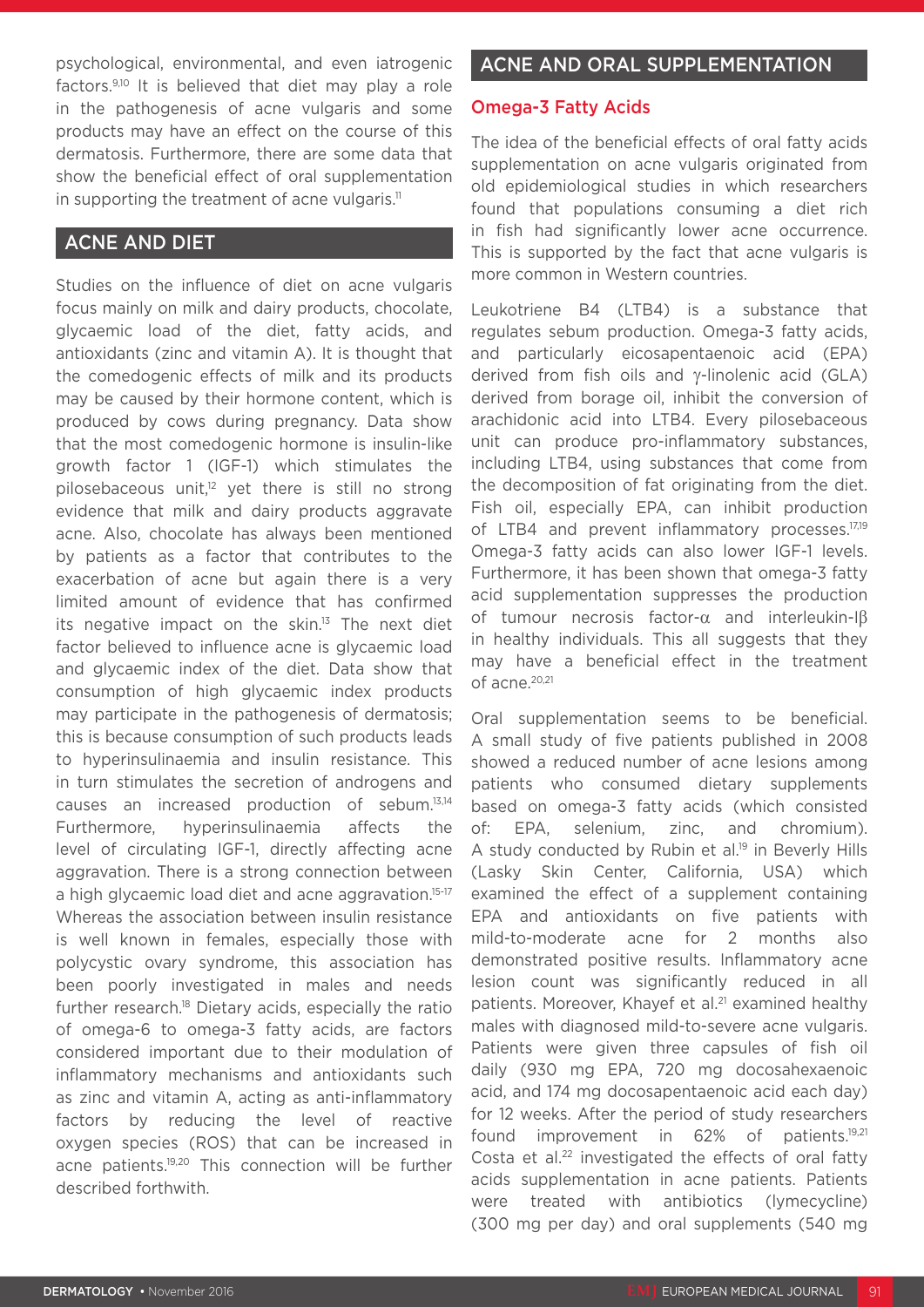psychological, environmental, and even iatrogenic factors.[9,10] It is believed that diet may play a role in the pathogenesis of acne vulgaris and some products may have an effect on the course of this dermatosis. Furthermore, there are some data that show the beneficial effect of oral supplementation in supporting the treatment of acne vulgaris.[11]

## ACNE AND DIET

Studies on the influence of diet on acne vulgaris focus mainly on milk and dairy products, chocolate, glycaemic load of the diet, fatty acids, and antioxidants (zinc and vitamin A). It is thought that the comedogenic effects of milk and its products may be caused by their hormone content, which is produced by cows during pregnancy. Data show that the most comedogenic hormone is insulin-like growth factor 1 (IGF-1) which stimulates the pilosebaceous unit,[12] yet there is still no strong evidence that milk and dairy products aggravate acne. Also, chocolate has always been mentioned by patients as a factor that contributes to the exacerbation of acne but again there is a very limited amount of evidence that has confirmed its negative impact on the skin.[13] The next diet factor believed to influence acne is glycaemic load and glycaemic index of the diet. Data show that consumption of high glycaemic index products may participate in the pathogenesis of dermatosis; this is because consumption of such products leads to hyperinsulinaemia and insulin resistance. This in turn stimulates the secretion of androgens and causes an increased production of sebum.[13,14] Furthermore, hyperinsulinaemia affects the level of circulating IGF-1, directly affecting acne aggravation. There is a strong connection between a high glycaemic load diet and acne aggravation.[15-17] Whereas the association between insulin resistance is well known in females, especially those with polycystic ovary syndrome, this association has been poorly investigated in males and needs further research.[18] Dietary acids, especially the ratio of omega-6 to omega-3 fatty acids, are factors considered important due to their modulation of inflammatory mechanisms and antioxidants such as zinc and vitamin A, acting as anti-inflammatory factors by reducing the level of reactive oxygen species (ROS) that can be increased in acne patients.[19,20] This connection will be further described forthwith.

## ACNE AND ORAL SUPPLEMENTATION

### Omega-3 Fatty Acids

The idea of the beneficial effects of oral fatty acids supplementation on acne vulgaris originated from old epidemiological studies in which researchers found that populations consuming a diet rich in fish had significantly lower acne occurrence. This is supported by the fact that acne vulgaris is more common in Western countries.

Leukotriene B4 (LTB4) is a substance that regulates sebum production. Omega-3 fatty acids, and particularly eicosapentaenoic acid (EPA) derived from fish oils and γ-linolenic acid (GLA) derived from borage oil, inhibit the conversion of arachidonic acid into LTB4. Every pilosebaceous unit can produce pro-inflammatory substances, including LTB4, using substances that come from the decomposition of fat originating from the diet. Fish oil, especially EPA, can inhibit production of LTB4 and prevent inflammatory processes.[17,19] Omega-3 fatty acids can also lower IGF-1 levels. Furthermore, it has been shown that omega-3 fatty acid supplementation suppresses the production of tumour necrosis factor-α and interleukin-Iβ in healthy individuals. This all suggests that they may have a beneficial effect in the treatment of acne.[20,21]

Oral supplementation seems to be beneficial. A small study of five patients published in 2008 showed a reduced number of acne lesions among patients who consumed dietary supplements based on omega-3 fatty acids (which consisted of: EPA, selenium, zinc, and chromium). A study conducted by Rubin et al.[19] in Beverly Hills (Lasky Skin Center, California, USA) which examined the effect of a supplement containing EPA and antioxidants on five patients with mild-to-moderate acne for 2 months also demonstrated positive results. Inflammatory acne lesion count was significantly reduced in all patients. Moreover, Khayef et al.[21] examined healthy males with diagnosed mild-to-severe acne vulgaris. Patients were given three capsules of fish oil daily (930 mg EPA, 720 mg docosahexaenoic acid, and 174 mg docosapentaenoic acid each day) for 12 weeks. After the period of study researchers found improvement in 62% of patients.[19,21] Costa et al.[22] investigated the effects of oral fatty acids supplementation in acne patients. Patients were treated with antibiotics (lymecycline) (300 mg per day) and oral supplements (540 mg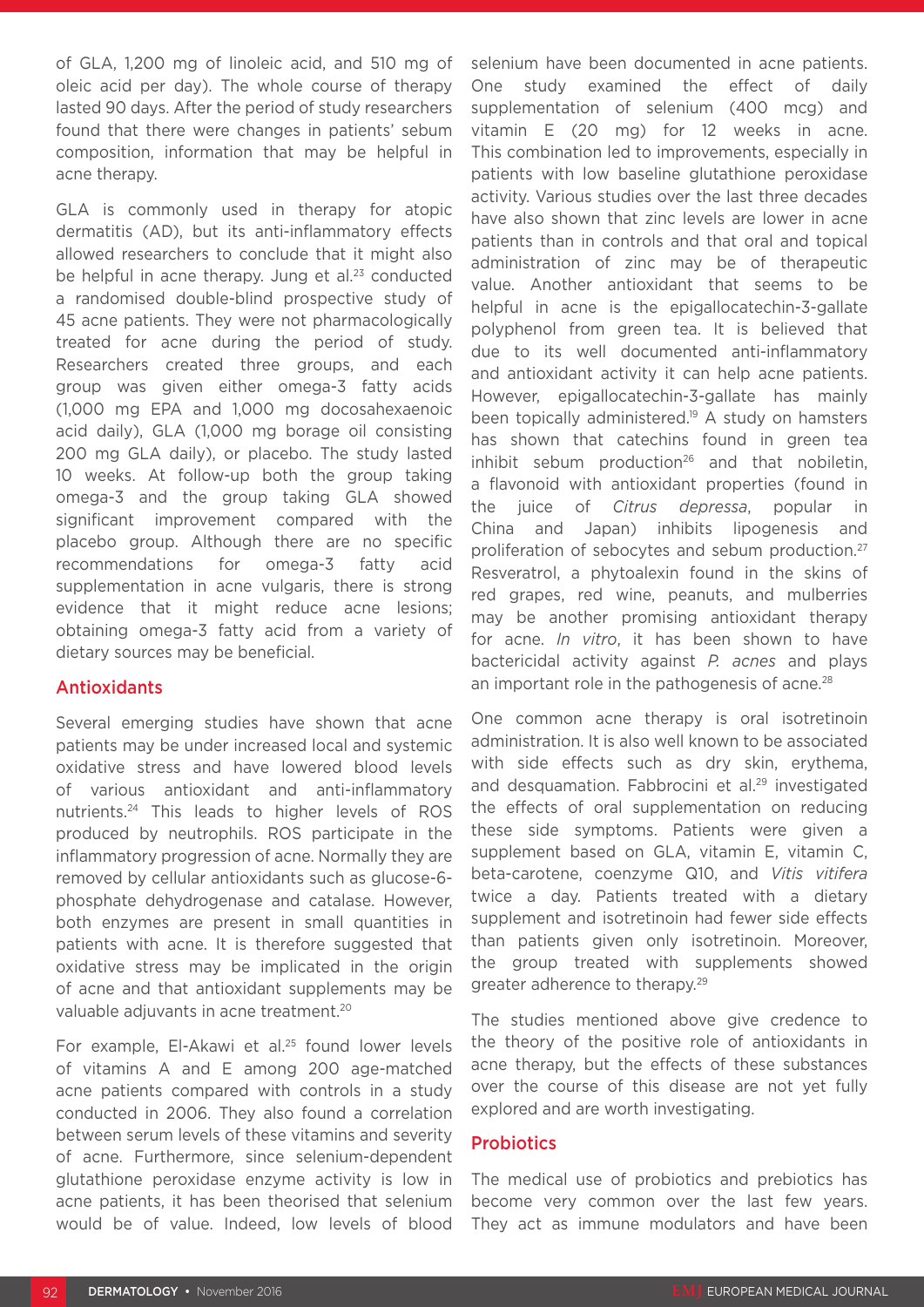of GLA, 1,200 mg of linoleic acid, and 510 mg of oleic acid per day). The whole course of therapy lasted 90 days. After the period of study researchers found that there were changes in patients' sebum composition, information that may be helpful in acne therapy.

GLA is commonly used in therapy for atopic dermatitis (AD), but its anti-inflammatory effects allowed researchers to conclude that it might also be helpful in acne therapy. Jung et al.[23] conducted a randomised double-blind prospective study of 45 acne patients. They were not pharmacologically treated for acne during the period of study. Researchers created three groups, and each group was given either omega-3 fatty acids (1,000 mg EPA and 1,000 mg docosahexaenoic acid daily), GLA (1,000 mg borage oil consisting 200 mg GLA daily), or placebo. The study lasted 10 weeks. At follow-up both the group taking omega-3 and the group taking GLA showed significant improvement compared with the placebo group. Although there are no specific recommendations for omega-3 fatty acid supplementation in acne vulgaris, there is strong evidence that it might reduce acne lesions; obtaining omega-3 fatty acid from a variety of dietary sources may be beneficial.

## Antioxidants

Several emerging studies have shown that acne patients may be under increased local and systemic oxidative stress and have lowered blood levels of various antioxidant and anti-inflammatory nutrients.[24] This leads to higher levels of ROS produced by neutrophils. ROS participate in the inflammatory progression of acne. Normally they are removed by cellular antioxidants such as glucose-6-phosphate dehydrogenase and catalase. However, both enzymes are present in small quantities in patients with acne. It is therefore suggested that oxidative stress may be implicated in the origin of acne and that antioxidant supplements may be valuable adjuvants in acne treatment.[20]

For example, El-Akawi et al.[25] found lower levels of vitamins A and E among 200 age-matched acne patients compared with controls in a study conducted in 2006. They also found a correlation between serum levels of these vitamins and severity of acne. Furthermore, since selenium-dependent glutathione peroxidase enzyme activity is low in acne patients, it has been theorised that selenium would be of value. Indeed, low levels of blood selenium have been documented in acne patients. One study examined the effect of daily supplementation of selenium (400 mcg) and vitamin E (20 mg) for 12 weeks in acne. This combination led to improvements, especially in patients with low baseline glutathione peroxidase activity. Various studies over the last three decades have also shown that zinc levels are lower in acne patients than in controls and that oral and topical administration of zinc may be of therapeutic value. Another antioxidant that seems to be helpful in acne is the epigallocatechin-3-gallate polyphenol from green tea. It is believed that due to its well documented anti-inflammatory and antioxidant activity it can help acne patients. However, epigallocatechin-3-gallate has mainly been topically administered.[19] A study on hamsters has shown that catechins found in green tea inhibit sebum production[26] and that nobiletin, a flavonoid with antioxidant properties (found in the juice of *Citrus depressa*, popular in China and Japan) inhibits lipogenesis and proliferation of sebocytes and sebum production.[27] Resveratrol, a phytoalexin found in the skins of red grapes, red wine, peanuts, and mulberries may be another promising antioxidant therapy for acne. *In vitro*, it has been shown to have bactericidal activity against *P. acnes* and plays an important role in the pathogenesis of acne.[28]

One common acne therapy is oral isotretinoin administration. It is also well known to be associated with side effects such as dry skin, erythema, and desquamation. Fabbrocini et al.[29] investigated the effects of oral supplementation on reducing these side symptoms. Patients were given a supplement based on GLA, vitamin E, vitamin C, beta-carotene, coenzyme Q10, and *Vitis vitifera* twice a day. Patients treated with a dietary supplement and isotretinoin had fewer side effects than patients given only isotretinoin. Moreover, the group treated with supplements showed greater adherence to therapy.[29]

The studies mentioned above give credence to the theory of the positive role of antioxidants in acne therapy, but the effects of these substances over the course of this disease are not yet fully explored and are worth investigating.

## Probiotics

The medical use of probiotics and prebiotics has become very common over the last few years. They act as immune modulators and have been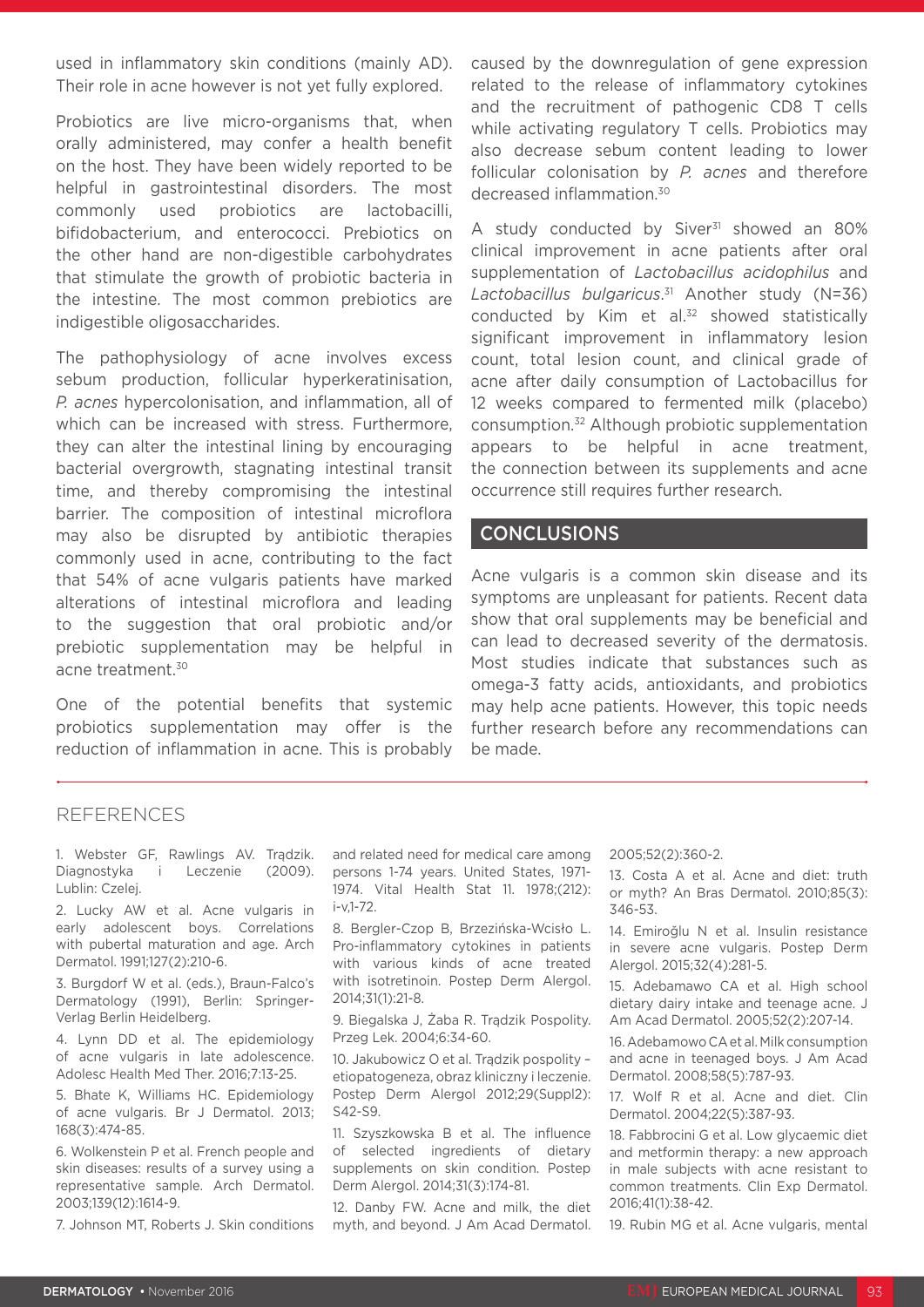used in inflammatory skin conditions (mainly AD). Their role in acne however is not yet fully explored.

Probiotics are live micro-organisms that, when orally administered, may confer a health benefit on the host. They have been widely reported to be helpful in gastrointestinal disorders. The most commonly used probiotics are lactobacilli, bifidobacterium, and enterococci. Prebiotics on the other hand are non-digestible carbohydrates that stimulate the growth of probiotic bacteria in the intestine. The most common prebiotics are indigestible oligosaccharides.

The pathophysiology of acne involves excess sebum production, follicular hyperkeratinisation, *P. acnes* hypercolonisation, and inflammation, all of which can be increased with stress. Furthermore, they can alter the intestinal lining by encouraging bacterial overgrowth, stagnating intestinal transit time, and thereby compromising the intestinal barrier. The composition of intestinal microflora may also be disrupted by antibiotic therapies commonly used in acne, contributing to the fact that 54% of acne vulgaris patients have marked alterations of intestinal microflora and leading to the suggestion that oral probiotic and/or prebiotic supplementation may be helpful in acne treatment.[30]

One of the potential benefits that systemic probiotics supplementation may offer is the reduction of inflammation in acne. This is probably caused by the downregulation of gene expression related to the release of inflammatory cytokines and the recruitment of pathogenic CD8 T cells while activating regulatory T cells. Probiotics may also decrease sebum content leading to lower follicular colonisation by *P. acnes* and therefore decreased inflammation.[30]

A study conducted by Siver[31] showed an 80% clinical improvement in acne patients after oral supplementation of *Lactobacillus acidophilus* and *Lactobacillus bulgaricus*.[31] Another study (N=36) conducted by Kim et al.[32] showed statistically significant improvement in inflammatory lesion count, total lesion count, and clinical grade of acne after daily consumption of Lactobacillus for 12 weeks compared to fermented milk (placebo) consumption.[32] Although probiotic supplementation appears to be helpful in acne treatment, the connection between its supplements and acne occurrence still requires further research.

## CONCLUSIONS

Acne vulgaris is a common skin disease and its symptoms are unpleasant for patients. Recent data show that oral supplements may be beneficial and can lead to decreased severity of the dermatosis. Most studies indicate that substances such as omega-3 fatty acids, antioxidants, and probiotics may help acne patients. However, this topic needs further research before any recommendations can be made.

## REFERENCES

1. Webster GF, Rawlings AV. Trądzik. Diagnostyka i Leczenie (2009). Lublin: Czelej.

2. Lucky AW et al. Acne vulgaris in early adolescent boys. Correlations with pubertal maturation and age. Arch Dermatol. 1991;127(2):210-6.

3. Burgdorf W et al. (eds.), Braun-Falco's Dermatology (1991), Berlin: Springer-Verlag Berlin Heidelberg.

4. Lynn DD et al. The epidemiology of acne vulgaris in late adolescence. Adolesc Health Med Ther. 2016;7:13-25.

5. Bhate K, Williams HC. Epidemiology of acne vulgaris. Br J Dermatol. 2013; 168(3):474-85.

6. Wolkenstein P et al. French people and skin diseases: results of a survey using a representative sample. Arch Dermatol. 2003;139(12):1614-9.

7. Johnson MT, Roberts J. Skin conditions and related need for medical care among persons 1-74 years. United States, 1971-1974. Vital Health Stat 11. 1978;(212): i-v,1-72.

8. Bergler-Czop B, Brzezińska-Wcisło L. Pro-inflammatory cytokines in patients with various kinds of acne treated with isotretinoin. Postep Derm Alergol. 2014;31(1):21-8.

9. Biegalska J, Żaba R. Trądzik Pospolity. Przeg Lek. 2004;6:34-60.

10. Jakubowicz O et al. Trądzik pospolity – etiopatogeneza, obraz kliniczny i leczenie. Postep Derm Alergol 2012;29(Suppl2): S42-S9.

11. Szyszkowska B et al. The influence of selected ingredients of dietary supplements on skin condition. Postep Derm Alergol. 2014;31(3):174-81.

12. Danby FW. Acne and milk, the diet myth, and beyond. J Am Acad Dermatol. 2005;52(2):360-2.

13. Costa A et al. Acne and diet: truth or myth? An Bras Dermatol. 2010;85(3): 346-53.

14. Emiroğlu N et al. Insulin resistance in severe acne vulgaris. Postep Derm Alergol. 2015;32(4):281-5.

15. Adebamawo CA et al. High school dietary dairy intake and teenage acne. J Am Acad Dermatol. 2005;52(2):207-14.

16. Adebamowo CA et al. Milk consumption and acne in teenaged boys. J Am Acad Dermatol. 2008;58(5):787-93.

17. Wolf R et al. Acne and diet. Clin Dermatol. 2004;22(5):387-93.

18. Fabbrocini G et al. Low glycaemic diet and metformin therapy: a new approach in male subjects with acne resistant to common treatments. Clin Exp Dermatol. 2016;41(1):38-42.

19. Rubin MG et al. Acne vulgaris, mental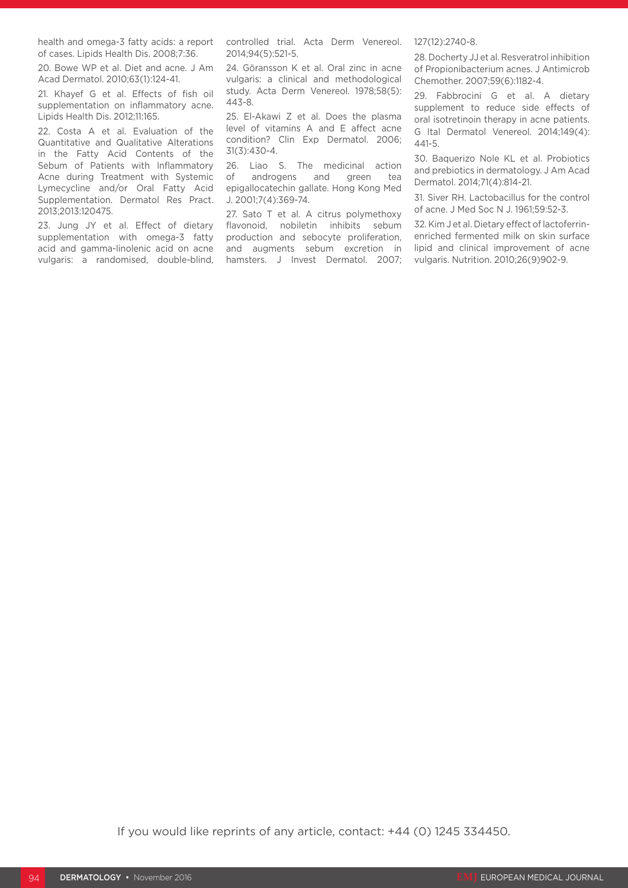health and omega-3 fatty acids: a report of cases. Lipids Health Dis. 2008;7:36.

20. Bowe WP et al. Diet and acne. J Am Acad Dermatol. 2010;63(1):124-41.

21. Khayef G et al. Effects of fish oil supplementation on inflammatory acne. Lipids Health Dis. 2012;11:165.

22. Costa A et al. Evaluation of the Quantitative and Qualitative Alterations in the Fatty Acid Contents of the Sebum of Patients with Inflammatory Acne during Treatment with Systemic Lymecycline and/or Oral Fatty Acid Supplementation. Dermatol Res Pract. 2013;2013:120475.

23. Jung JY et al. Effect of dietary supplementation with omega-3 fatty acid and gamma-linolenic acid on acne vulgaris: a randomised, double-blind, controlled trial. Acta Derm Venereol. 2014;94(5):521-5.

24. Göransson K et al. Oral zinc in acne vulgaris: a clinical and methodological study. Acta Derm Venereol. 1978;58(5): 443-8.

25. El-Akawi Z et al. Does the plasma level of vitamins A and E affect acne condition? Clin Exp Dermatol. 2006; 31(3):430-4.

26. Liao S. The medicinal action of androgens and green tea epigallocatechin gallate. Hong Kong Med J. 2001;7(4):369-74.

27. Sato T et al. A citrus polymethoxy flavonoid, nobiletin inhibits sebum production and sebocyte proliferation, and augments sebum excretion in hamsters. J Invest Dermatol. 2007; 127(12):2740-8.

28. Docherty JJ et al. Resveratrol inhibition of Propionibacterium acnes. J Antimicrob Chemother. 2007;59(6):1182-4.

29. Fabbrocini G et al. A dietary supplement to reduce side effects of oral isotretinoin therapy in acne patients. G Ital Dermatol Venereol. 2014;149(4): 441-5.

30. Baquerizo Nole KL et al. Probiotics and prebiotics in dermatology. J Am Acad Dermatol. 2014;71(4):814-21.

31. Siver RH. Lactobacillus for the control of acne. J Med Soc N J. 1961;59:52-3.

32. Kim J et al. Dietary effect of lactoferrin-enriched fermented milk on skin surface lipid and clinical improvement of acne vulgaris. Nutrition. 2010;26(9)902-9.

If you would like reprints of any article, contact: +44 (0) 1245 334450.